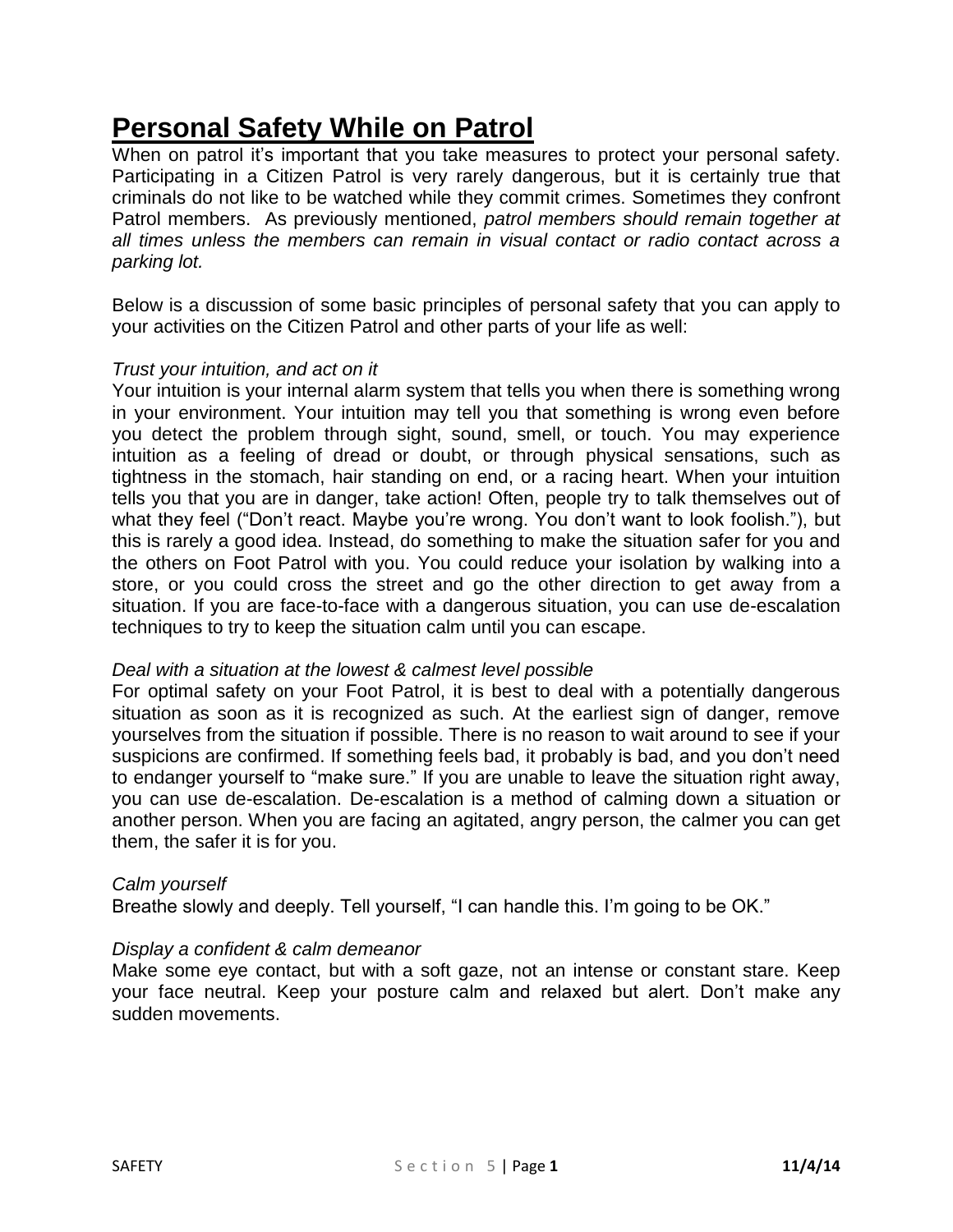# Personal Safety While on Patrol

When on patrol it's important that you take measures to protect your personal safety. Participating in a Citizen Patrol is very rarely dangerous, but it is certainly true that criminals do not like to be watched while they commit crimes. Sometimes they confront Patrol members. As previously mentioned, *patrol members should remain together at all times unless the members can remain in visual contact or radio contact across a parking lot.*

Below is a discussion of some basic principles of personal safety that you can apply to your activities on the Citizen Patrol and other parts of your life as well:

*Trust your intuition, and act on it*

Your intuition is your internal alarm system that tells you when there is something wrong in your environment. Your intuition may tell you that something is wrong even before you detect the problem through sight, sound, smell, or touch. You may experience intuition as a feeling of dread or doubt, or through physical sensations, such as tightness in the stomach, hair standing on end, or a racing heart. When your intuition tells you that you are in danger, take action! Often, people try to talk themselves out of what they feel ("Don't react. Maybe you're wrong. You don't want to look foolish."), but this is rarely a good idea. Instead, do something to make the situation safer for you and the others on Foot Patrol with you. You could reduce your isolation by walking into a store, or you could cross the street and go the other direction to get away from a situation. If you are face-to-face with a dangerous situation, you can use de-escalation techniques to try to keep the situation calm until you can escape.

*Deal with a situation at the lowest & calmest level possible*

For optimal safety on your Foot Patrol, it is best to deal with a potentially dangerous situation as soon as it is recognized as such. At the earliest sign of danger, remove yourselves from the situation if possible. There is no reason to wait around to see if your suspicions are confirmed. If something feels bad, it probably is bad, and you don't need to endanger yourself to "make sure." If you are unable to leave the situation right away, you can use de-escalation. De-escalation is a method of calming down a situation or another person. When you are facing an agitated, angry person, the calmer you can get them, the safer it is for you.

*Calm yourself*

Breathe slowly and deeply. Tell yourself, "I can handle this. I'm going to be OK."

*Display a confident & calm demeanor*

Make some eye contact, but with a soft gaze, not an intense or constant stare. Keep your face neutral. Keep your posture calm and relaxed but alert. Don't make any sudden movements.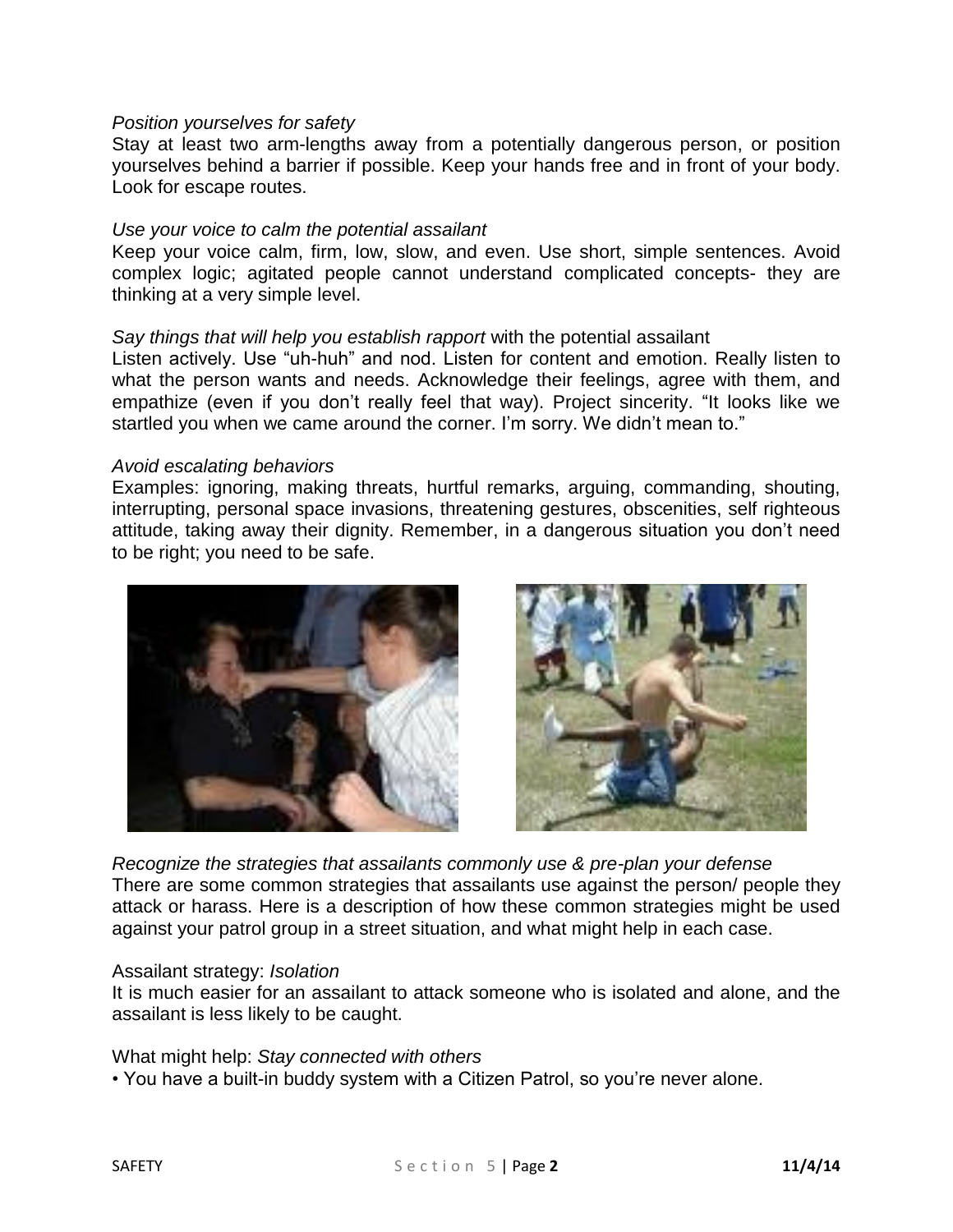*Position yourselves for safety*
Stay at least two arm-lengths away from a potentially dangerous person, or position yourselves behind a barrier if possible. Keep your hands free and in front of your body. Look for escape routes.

*Use your voice to calm the potential assailant*
Keep your voice calm, firm, low, slow, and even. Use short, simple sentences. Avoid complex logic; agitated people cannot understand complicated concepts- they are thinking at a very simple level.

*Say things that will help you establish rapport* with the potential assailant
Listen actively. Use "uh-huh" and nod. Listen for content and emotion. Really listen to what the person wants and needs. Acknowledge their feelings, agree with them, and empathize (even if you don't really feel that way). Project sincerity. "It looks like we startled you when we came around the corner. I'm sorry. We didn't mean to."

*Avoid escalating behaviors*
Examples: ignoring, making threats, hurtful remarks, arguing, commanding, shouting, interrupting, personal space invasions, threatening gestures, obscenities, self righteous attitude, taking away their dignity. Remember, in a dangerous situation you don't need to be right; you need to be safe.

*Recognize the strategies that assailants commonly use & pre-plan your defense*
There are some common strategies that assailants use against the person/ people they attack or harass. Here is a description of how these common strategies might be used against your patrol group in a street situation, and what might help in each case.

Assailant strategy: *Isolation*
It is much easier for an assailant to attack someone who is isolated and alone, and the assailant is less likely to be caught.

What might help: *Stay connected with others*
- You have a built-in buddy system with a Citizen Patrol, so you're never alone.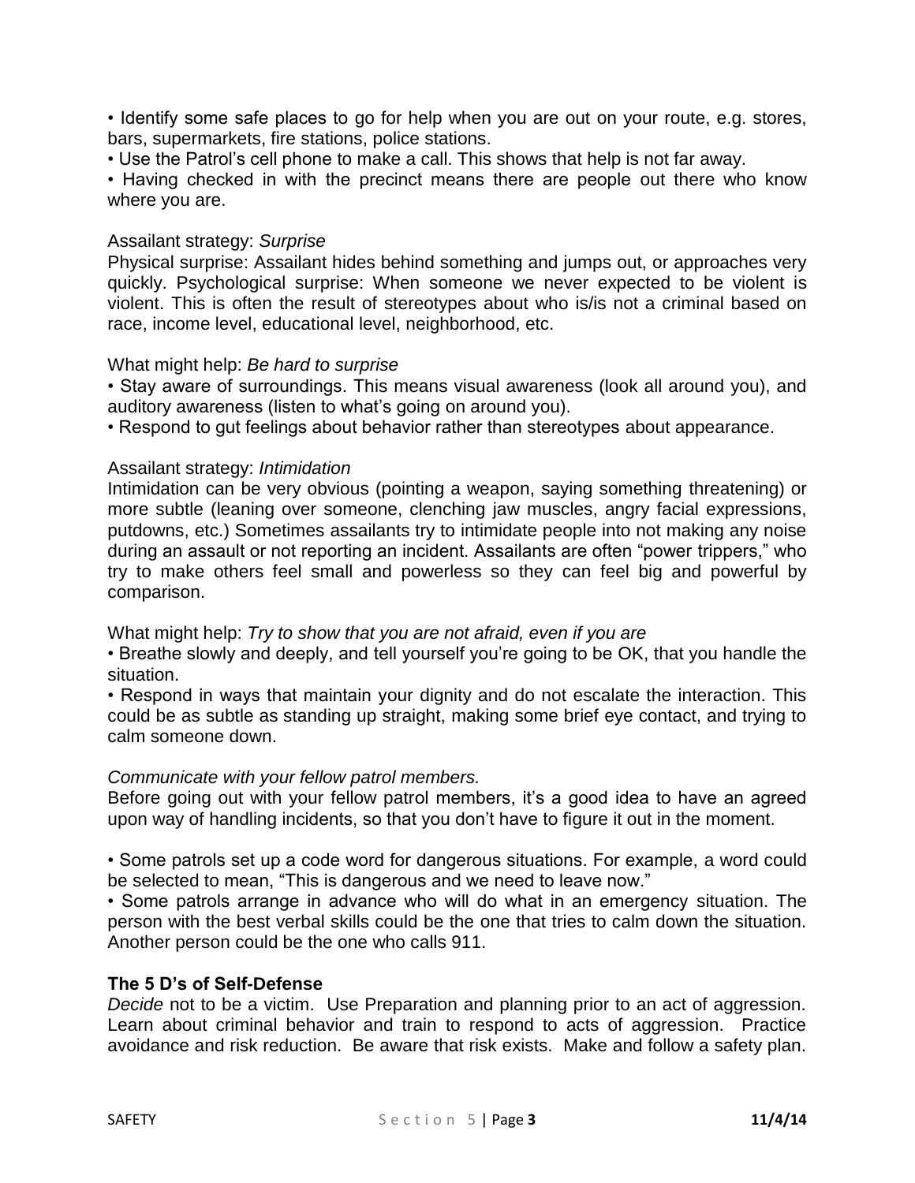• Identify some safe places to go for help when you are out on your route, e.g. stores, bars, supermarkets, fire stations, police stations.
• Use the Patrol's cell phone to make a call. This shows that help is not far away.
• Having checked in with the precinct means there are people out there who know where you are.

Assailant strategy: *Surprise*
Physical surprise: Assailant hides behind something and jumps out, or approaches very quickly. Psychological surprise: When someone we never expected to be violent is violent. This is often the result of stereotypes about who is/is not a criminal based on race, income level, educational level, neighborhood, etc.

What might help: *Be hard to surprise*
• Stay aware of surroundings. This means visual awareness (look all around you), and auditory awareness (listen to what's going on around you).
• Respond to gut feelings about behavior rather than stereotypes about appearance.

Assailant strategy: *Intimidation*
Intimidation can be very obvious (pointing a weapon, saying something threatening) or more subtle (leaning over someone, clenching jaw muscles, angry facial expressions, putdowns, etc.) Sometimes assailants try to intimidate people into not making any noise during an assault or not reporting an incident. Assailants are often "power trippers," who try to make others feel small and powerless so they can feel big and powerful by comparison.

What might help: *Try to show that you are not afraid, even if you are*
• Breathe slowly and deeply, and tell yourself you're going to be OK, that you handle the situation.
• Respond in ways that maintain your dignity and do not escalate the interaction. This could be as subtle as standing up straight, making some brief eye contact, and trying to calm someone down.

*Communicate with your fellow patrol members.*
Before going out with your fellow patrol members, it's a good idea to have an agreed upon way of handling incidents, so that you don't have to figure it out in the moment.

• Some patrols set up a code word for dangerous situations. For example, a word could be selected to mean, "This is dangerous and we need to leave now."
• Some patrols arrange in advance who will do what in an emergency situation. The person with the best verbal skills could be the one that tries to calm down the situation. Another person could be the one who calls 911.

**The 5 D's of Self-Defense**
*Decide* not to be a victim. Use Preparation and planning prior to an act of aggression. Learn about criminal behavior and train to respond to acts of aggression. Practice avoidance and risk reduction. Be aware that risk exists. Make and follow a safety plan.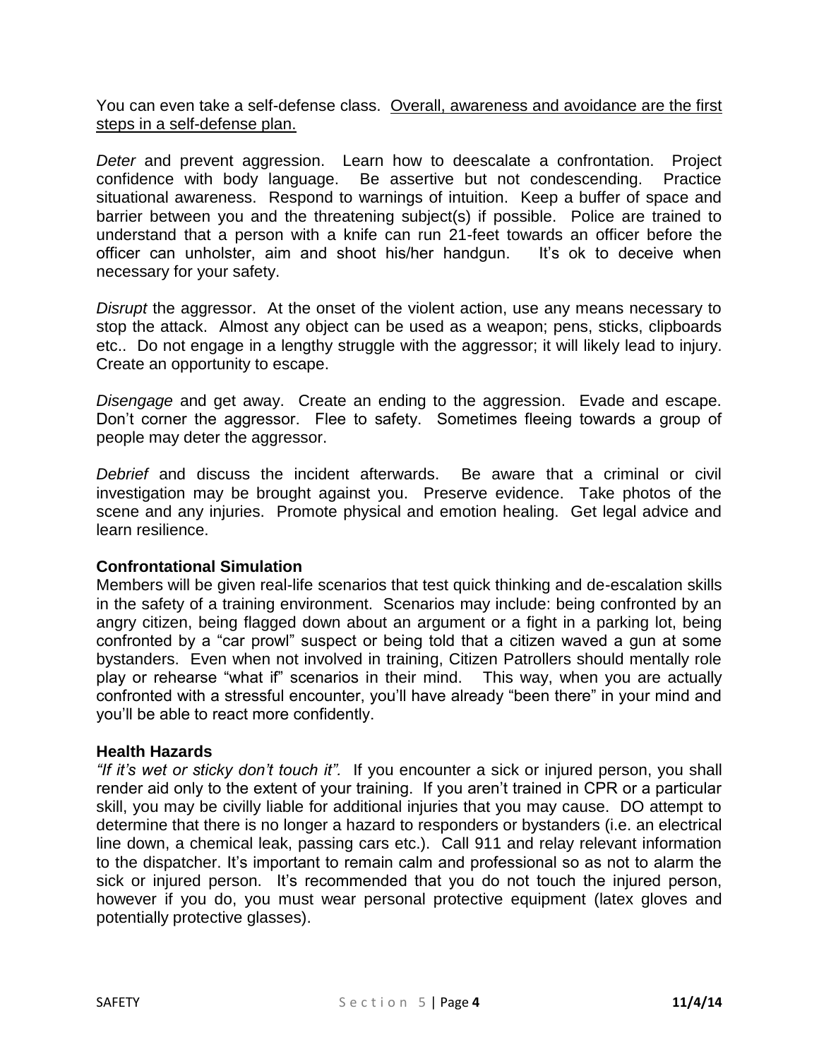You can even take a self-defense class. <u>Overall, awareness and avoidance are the first steps in a self-defense plan.</u>

*Deter* and prevent aggression. Learn how to deescalate a confrontation. Project confidence with body language. Be assertive but not condescending. Practice situational awareness. Respond to warnings of intuition. Keep a buffer of space and barrier between you and the threatening subject(s) if possible. Police are trained to understand that a person with a knife can run 21-feet towards an officer before the officer can unholster, aim and shoot his/her handgun. It's ok to deceive when necessary for your safety.

*Disrupt* the aggressor. At the onset of the violent action, use any means necessary to stop the attack. Almost any object can be used as a weapon; pens, sticks, clipboards etc.. Do not engage in a lengthy struggle with the aggressor; it will likely lead to injury. Create an opportunity to escape.

*Disengage* and get away. Create an ending to the aggression. Evade and escape. Don't corner the aggressor. Flee to safety. Sometimes fleeing towards a group of people may deter the aggressor.

*Debrief* and discuss the incident afterwards. Be aware that a criminal or civil investigation may be brought against you. Preserve evidence. Take photos of the scene and any injuries. Promote physical and emotion healing. Get legal advice and learn resilience.

**Confrontational Simulation**

Members will be given real-life scenarios that test quick thinking and de-escalation skills in the safety of a training environment. Scenarios may include: being confronted by an angry citizen, being flagged down about an argument or a fight in a parking lot, being confronted by a "car prowl" suspect or being told that a citizen waved a gun at some bystanders. Even when not involved in training, Citizen Patrollers should mentally role play or rehearse "what if" scenarios in their mind. This way, when you are actually confronted with a stressful encounter, you'll have already "been there" in your mind and you'll be able to react more confidently.

**Health Hazards**

*"If it's wet or sticky don't touch it".* If you encounter a sick or injured person, you shall render aid only to the extent of your training. If you aren't trained in CPR or a particular skill, you may be civilly liable for additional injuries that you may cause. DO attempt to determine that there is no longer a hazard to responders or bystanders (i.e. an electrical line down, a chemical leak, passing cars etc.). Call 911 and relay relevant information to the dispatcher. It's important to remain calm and professional so as not to alarm the sick or injured person. It's recommended that you do not touch the injured person, however if you do, you must wear personal protective equipment (latex gloves and potentially protective glasses).